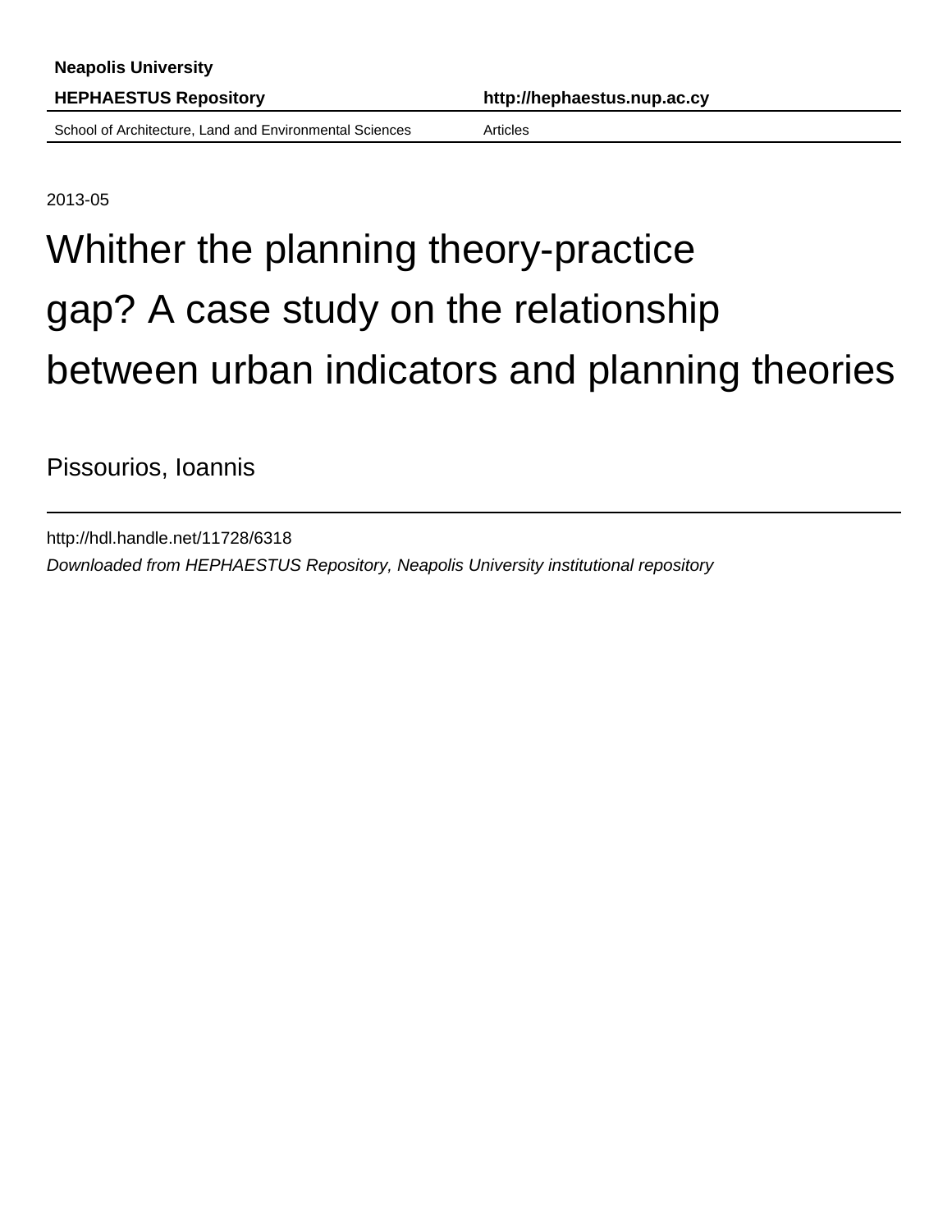**Neapolis University**

**HEPHAESTUS Repository** | **http://hephaestus.nup.ac.cy**

School of Architecture, Land and Environmental Sciences | Articles

2013-05

# Whither the planning theory-practice gap? A case study on the relationship between urban indicators and planning theories

Pissourios, Ioannis

http://hdl.handle.net/11728/6318

*Downloaded from HEPHAESTUS Repository, Neapolis University institutional repository*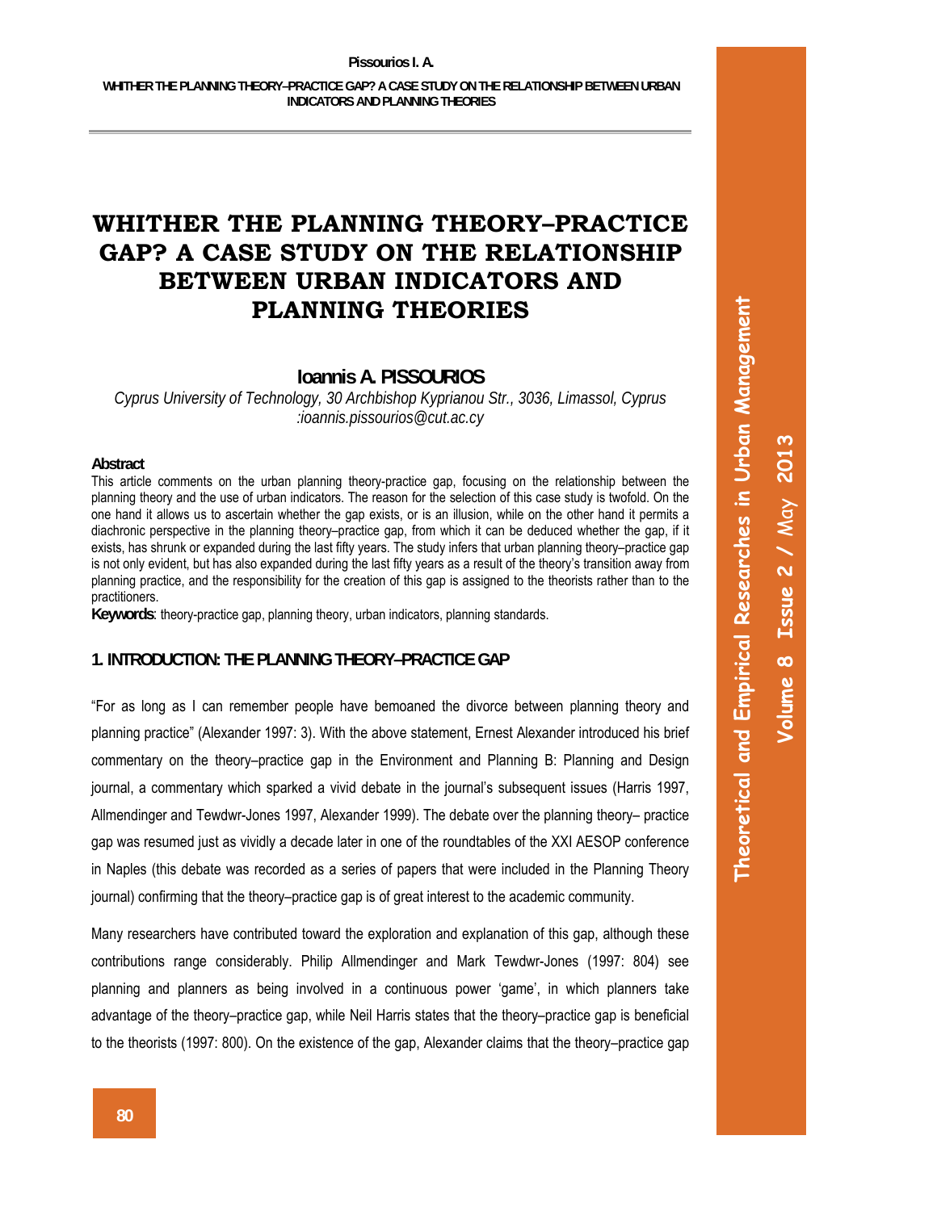# WHITHER THE PLANNING THEORY–PRACTICE GAP? A CASE STUDY ON THE RELATIONSHIP BETWEEN URBAN INDICATORS AND PLANNING THEORIES

**Ioannis A. PISSOURIOS**

*Cyprus University of Technology, 30 Archbishop Kyprianou Str., 3036, Limassol, Cyprus :ioannis.pissourios@cut.ac.cy*

**Abstract**

This article comments on the urban planning theory-practice gap, focusing on the relationship between the planning theory and the use of urban indicators. The reason for the selection of this case study is twofold. On the one hand it allows us to ascertain whether the gap exists, or is an illusion, while on the other hand it permits a diachronic perspective in the planning theory–practice gap, from which it can be deduced whether the gap, if it exists, has shrunk or expanded during the last fifty years. The study infers that urban planning theory–practice gap is not only evident, but has also expanded during the last fifty years as a result of the theory's transition away from planning practice, and the responsibility for the creation of this gap is assigned to the theorists rather than to the practitioners.

**Keywords**: theory-practice gap, planning theory, urban indicators, planning standards.

## 1. INTRODUCTION: THE PLANNING THEORY–PRACTICE GAP

"For as long as I can remember people have bemoaned the divorce between planning theory and planning practice" (Alexander 1997: 3). With the above statement, Ernest Alexander introduced his brief commentary on the theory–practice gap in the Environment and Planning B: Planning and Design journal, a commentary which sparked a vivid debate in the journal's subsequent issues (Harris 1997, Allmendinger and Tewdwr-Jones 1997, Alexander 1999). The debate over the planning theory– practice gap was resumed just as vividly a decade later in one of the roundtables of the XXI AESOP conference in Naples (this debate was recorded as a series of papers that were included in the Planning Theory journal) confirming that the theory–practice gap is of great interest to the academic community.

Many researchers have contributed toward the exploration and explanation of this gap, although these contributions range considerably. Philip Allmendinger and Mark Tewdwr-Jones (1997: 804) see planning and planners as being involved in a continuous power 'game', in which planners take advantage of the theory–practice gap, while Neil Harris states that the theory–practice gap is beneficial to the theorists (1997: 800). On the existence of the gap, Alexander claims that the theory–practice gap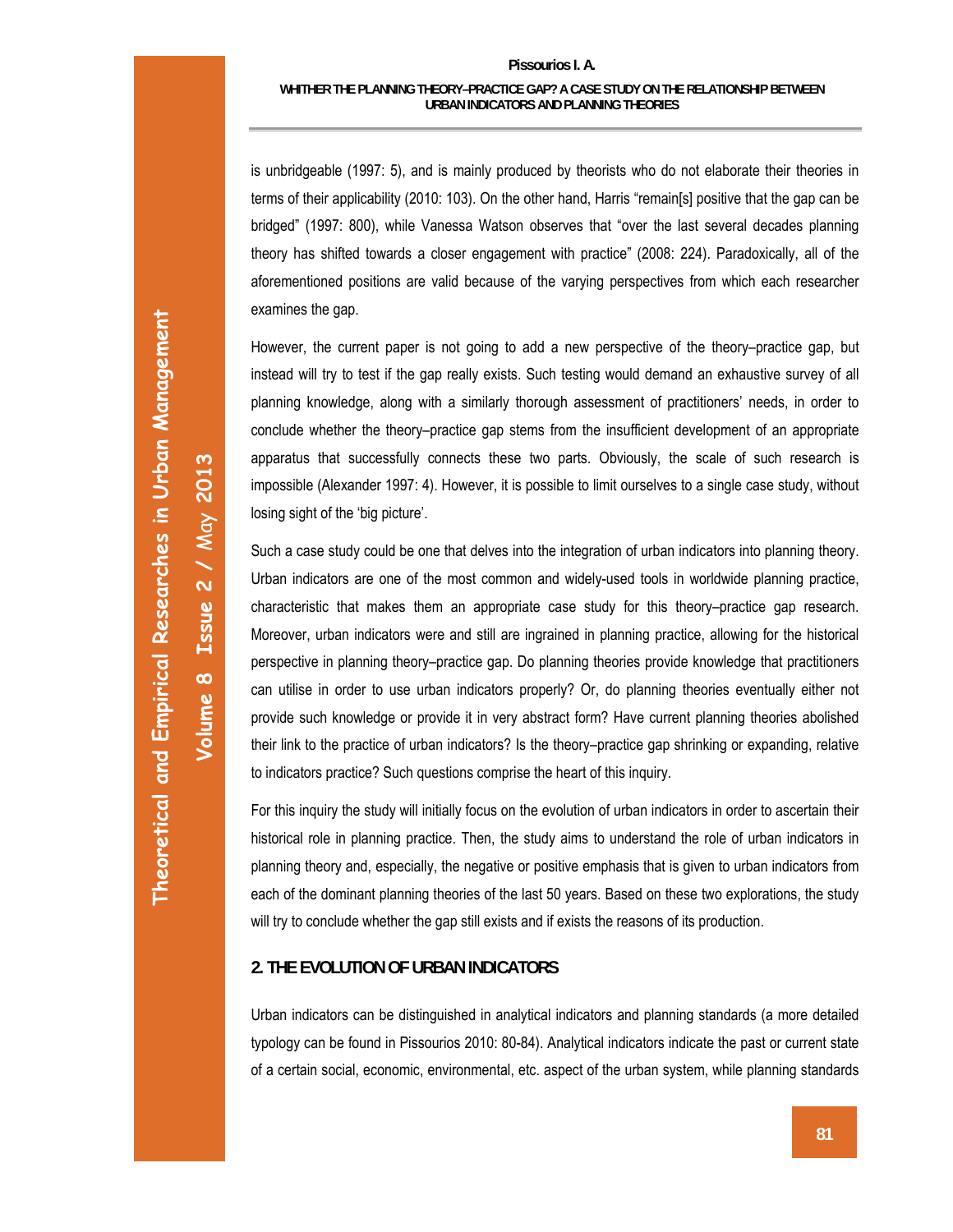is unbridgeable (1997: 5), and is mainly produced by theorists who do not elaborate their theories in terms of their applicability (2010: 103). On the other hand, Harris "remain[s] positive that the gap can be bridged" (1997: 800), while Vanessa Watson observes that "over the last several decades planning theory has shifted towards a closer engagement with practice" (2008: 224). Paradoxically, all of the aforementioned positions are valid because of the varying perspectives from which each researcher examines the gap.

However, the current paper is not going to add a new perspective of the theory–practice gap, but instead will try to test if the gap really exists. Such testing would demand an exhaustive survey of all planning knowledge, along with a similarly thorough assessment of practitioners' needs, in order to conclude whether the theory–practice gap stems from the insufficient development of an appropriate apparatus that successfully connects these two parts. Obviously, the scale of such research is impossible (Alexander 1997: 4). However, it is possible to limit ourselves to a single case study, without losing sight of the 'big picture'.

Such a case study could be one that delves into the integration of urban indicators into planning theory. Urban indicators are one of the most common and widely-used tools in worldwide planning practice, characteristic that makes them an appropriate case study for this theory–practice gap research. Moreover, urban indicators were and still are ingrained in planning practice, allowing for the historical perspective in planning theory–practice gap. Do planning theories provide knowledge that practitioners can utilise in order to use urban indicators properly? Or, do planning theories eventually either not provide such knowledge or provide it in very abstract form? Have current planning theories abolished their link to the practice of urban indicators? Is the theory–practice gap shrinking or expanding, relative to indicators practice? Such questions comprise the heart of this inquiry.

For this inquiry the study will initially focus on the evolution of urban indicators in order to ascertain their historical role in planning practice. Then, the study aims to understand the role of urban indicators in planning theory and, especially, the negative or positive emphasis that is given to urban indicators from each of the dominant planning theories of the last 50 years. Based on these two explorations, the study will try to conclude whether the gap still exists and if exists the reasons of its production.

## 2. THE EVOLUTION OF URBAN INDICATORS

Urban indicators can be distinguished in analytical indicators and planning standards (a more detailed typology can be found in Pissourios 2010: 80-84). Analytical indicators indicate the past or current state of a certain social, economic, environmental, etc. aspect of the urban system, while planning standards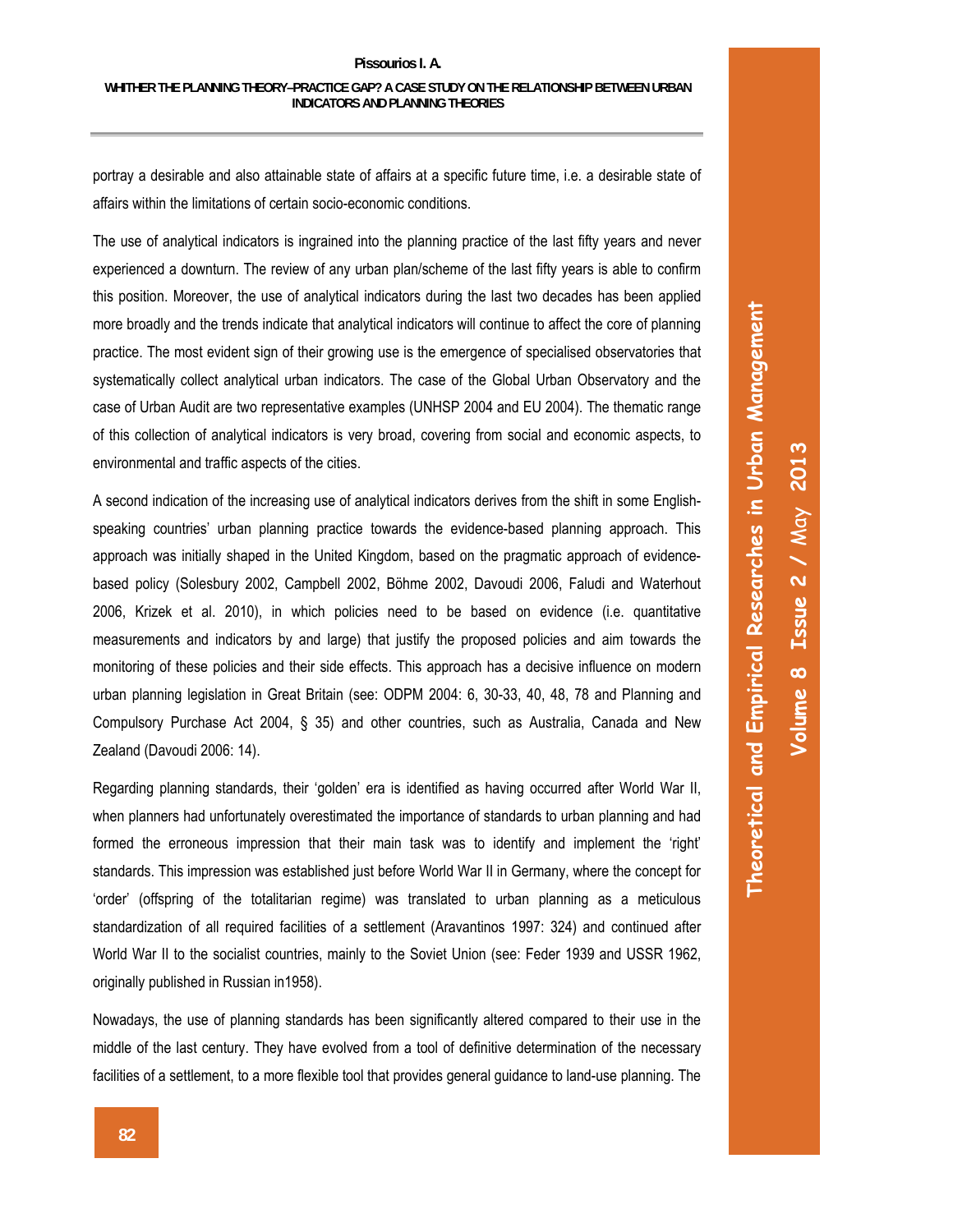portray a desirable and also attainable state of affairs at a specific future time, i.e. a desirable state of affairs within the limitations of certain socio-economic conditions.

The use of analytical indicators is ingrained into the planning practice of the last fifty years and never experienced a downturn. The review of any urban plan/scheme of the last fifty years is able to confirm this position. Moreover, the use of analytical indicators during the last two decades has been applied more broadly and the trends indicate that analytical indicators will continue to affect the core of planning practice. The most evident sign of their growing use is the emergence of specialised observatories that systematically collect analytical urban indicators. The case of the Global Urban Observatory and the case of Urban Audit are two representative examples (UNHSP 2004 and EU 2004). The thematic range of this collection of analytical indicators is very broad, covering from social and economic aspects, to environmental and traffic aspects of the cities.

A second indication of the increasing use of analytical indicators derives from the shift in some English-speaking countries' urban planning practice towards the evidence-based planning approach. This approach was initially shaped in the United Kingdom, based on the pragmatic approach of evidence-based policy (Solesbury 2002, Campbell 2002, Böhme 2002, Davoudi 2006, Faludi and Waterhout 2006, Krizek et al. 2010), in which policies need to be based on evidence (i.e. quantitative measurements and indicators by and large) that justify the proposed policies and aim towards the monitoring of these policies and their side effects. This approach has a decisive influence on modern urban planning legislation in Great Britain (see: ODPM 2004: 6, 30-33, 40, 48, 78 and Planning and Compulsory Purchase Act 2004, § 35) and other countries, such as Australia, Canada and New Zealand (Davoudi 2006: 14).

Regarding planning standards, their 'golden' era is identified as having occurred after World War II, when planners had unfortunately overestimated the importance of standards to urban planning and had formed the erroneous impression that their main task was to identify and implement the 'right' standards. This impression was established just before World War II in Germany, where the concept for 'order' (offspring of the totalitarian regime) was translated to urban planning as a meticulous standardization of all required facilities of a settlement (Aravantinos 1997: 324) and continued after World War II to the socialist countries, mainly to the Soviet Union (see: Feder 1939 and USSR 1962, originally published in Russian in1958).

Nowadays, the use of planning standards has been significantly altered compared to their use in the middle of the last century. They have evolved from a tool of definitive determination of the necessary facilities of a settlement, to a more flexible tool that provides general guidance to land-use planning. The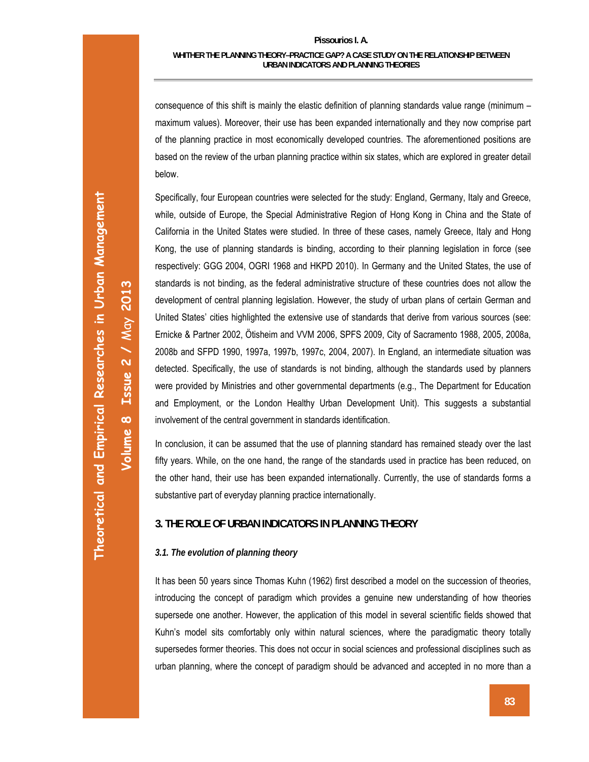consequence of this shift is mainly the elastic definition of planning standards value range (minimum – maximum values). Moreover, their use has been expanded internationally and they now comprise part of the planning practice in most economically developed countries. The aforementioned positions are based on the review of the urban planning practice within six states, which are explored in greater detail below.

Specifically, four European countries were selected for the study: England, Germany, Italy and Greece, while, outside of Europe, the Special Administrative Region of Hong Kong in China and the State of California in the United States were studied. In three of these cases, namely Greece, Italy and Hong Kong, the use of planning standards is binding, according to their planning legislation in force (see respectively: GGG 2004, OGRI 1968 and HKPD 2010). In Germany and the United States, the use of standards is not binding, as the federal administrative structure of these countries does not allow the development of central planning legislation. However, the study of urban plans of certain German and United States' cities highlighted the extensive use of standards that derive from various sources (see: Ernicke & Partner 2002, Ötisheim and VVM 2006, SPFS 2009, City of Sacramento 1988, 2005, 2008a, 2008b and SFPD 1990, 1997a, 1997b, 1997c, 2004, 2007). In England, an intermediate situation was detected. Specifically, the use of standards is not binding, although the standards used by planners were provided by Ministries and other governmental departments (e.g., The Department for Education and Employment, or the London Healthy Urban Development Unit). This suggests a substantial involvement of the central government in standards identification.

In conclusion, it can be assumed that the use of planning standard has remained steady over the last fifty years. While, on the one hand, the range of the standards used in practice has been reduced, on the other hand, their use has been expanded internationally. Currently, the use of standards forms a substantive part of everyday planning practice internationally.

## 3. THE ROLE OF URBAN INDICATORS IN PLANNING THEORY

### *3.1. The evolution of planning theory*

It has been 50 years since Thomas Kuhn (1962) first described a model on the succession of theories, introducing the concept of paradigm which provides a genuine new understanding of how theories supersede one another. However, the application of this model in several scientific fields showed that Kuhn's model sits comfortably only within natural sciences, where the paradigmatic theory totally supersedes former theories. This does not occur in social sciences and professional disciplines such as urban planning, where the concept of paradigm should be advanced and accepted in no more than a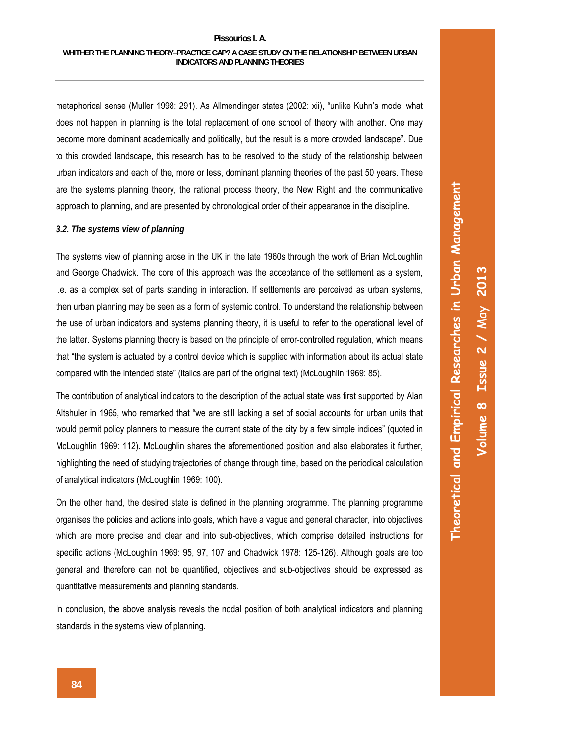metaphorical sense (Muller 1998: 291). As Allmendinger states (2002: xii), "unlike Kuhn's model what does not happen in planning is the total replacement of one school of theory with another. One may become more dominant academically and politically, but the result is a more crowded landscape". Due to this crowded landscape, this research has to be resolved to the study of the relationship between urban indicators and each of the, more or less, dominant planning theories of the past 50 years. These are the systems planning theory, the rational process theory, the New Right and the communicative approach to planning, and are presented by chronological order of their appearance in the discipline.

### *3.2. The systems view of planning*

The systems view of planning arose in the UK in the late 1960s through the work of Brian McLoughlin and George Chadwick. The core of this approach was the acceptance of the settlement as a system, i.e. as a complex set of parts standing in interaction. If settlements are perceived as urban systems, then urban planning may be seen as a form of systemic control. To understand the relationship between the use of urban indicators and systems planning theory, it is useful to refer to the operational level of the latter. Systems planning theory is based on the principle of error-controlled regulation, which means that "the system is actuated by a control device which is supplied with information about its actual state compared with the intended state" (italics are part of the original text) (McLoughlin 1969: 85).

The contribution of analytical indicators to the description of the actual state was first supported by Alan Altshuler in 1965, who remarked that "we are still lacking a set of social accounts for urban units that would permit policy planners to measure the current state of the city by a few simple indices" (quoted in McLoughlin 1969: 112). McLoughlin shares the aforementioned position and also elaborates it further, highlighting the need of studying trajectories of change through time, based on the periodical calculation of analytical indicators (McLoughlin 1969: 100).

On the other hand, the desired state is defined in the planning programme. The planning programme organises the policies and actions into goals, which have a vague and general character, into objectives which are more precise and clear and into sub-objectives, which comprise detailed instructions for specific actions (McLoughlin 1969: 95, 97, 107 and Chadwick 1978: 125-126). Although goals are too general and therefore can not be quantified, objectives and sub-objectives should be expressed as quantitative measurements and planning standards.

In conclusion, the above analysis reveals the nodal position of both analytical indicators and planning standards in the systems view of planning.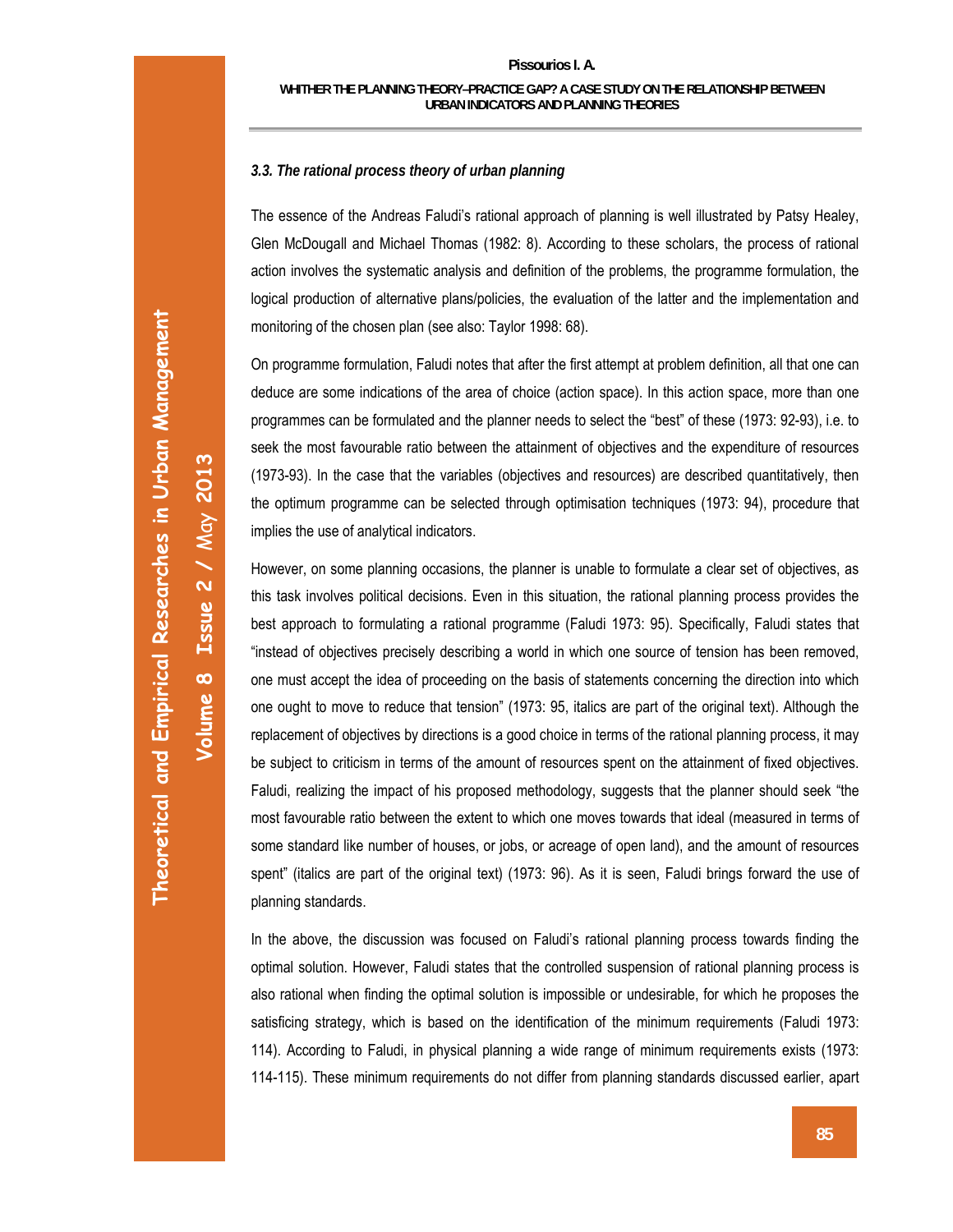### *3.3. The rational process theory of urban planning*

The essence of the Andreas Faludi's rational approach of planning is well illustrated by Patsy Healey, Glen McDougall and Michael Thomas (1982: 8). According to these scholars, the process of rational action involves the systematic analysis and definition of the problems, the programme formulation, the logical production of alternative plans/policies, the evaluation of the latter and the implementation and monitoring of the chosen plan (see also: Taylor 1998: 68).

On programme formulation, Faludi notes that after the first attempt at problem definition, all that one can deduce are some indications of the area of choice (action space). In this action space, more than one programmes can be formulated and the planner needs to select the "best" of these (1973: 92-93), i.e. to seek the most favourable ratio between the attainment of objectives and the expenditure of resources (1973-93). In the case that the variables (objectives and resources) are described quantitatively, then the optimum programme can be selected through optimisation techniques (1973: 94), procedure that implies the use of analytical indicators.

However, on some planning occasions, the planner is unable to formulate a clear set of objectives, as this task involves political decisions. Even in this situation, the rational planning process provides the best approach to formulating a rational programme (Faludi 1973: 95). Specifically, Faludi states that "instead of objectives precisely describing a world in which one source of tension has been removed, one must accept the idea of proceeding on the basis of statements concerning the direction into which one ought to move to reduce that tension" (1973: 95, italics are part of the original text). Although the replacement of objectives by directions is a good choice in terms of the rational planning process, it may be subject to criticism in terms of the amount of resources spent on the attainment of fixed objectives. Faludi, realizing the impact of his proposed methodology, suggests that the planner should seek "the most favourable ratio between the extent to which one moves towards that ideal (measured in terms of some standard like number of houses, or jobs, or acreage of open land), and the amount of resources spent" (italics are part of the original text) (1973: 96). As it is seen, Faludi brings forward the use of planning standards.

In the above, the discussion was focused on Faludi's rational planning process towards finding the optimal solution. However, Faludi states that the controlled suspension of rational planning process is also rational when finding the optimal solution is impossible or undesirable, for which he proposes the satisficing strategy, which is based on the identification of the minimum requirements (Faludi 1973: 114). According to Faludi, in physical planning a wide range of minimum requirements exists (1973: 114-115). These minimum requirements do not differ from planning standards discussed earlier, apart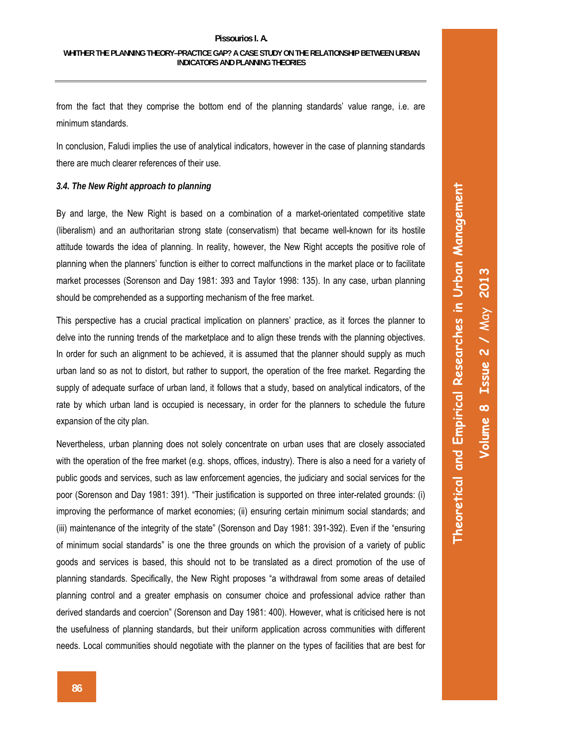from the fact that they comprise the bottom end of the planning standards' value range, i.e. are minimum standards.

In conclusion, Faludi implies the use of analytical indicators, however in the case of planning standards there are much clearer references of their use.

### *3.4. The New Right approach to planning*

By and large, the New Right is based on a combination of a market-orientated competitive state (liberalism) and an authoritarian strong state (conservatism) that became well-known for its hostile attitude towards the idea of planning. In reality, however, the New Right accepts the positive role of planning when the planners' function is either to correct malfunctions in the market place or to facilitate market processes (Sorenson and Day 1981: 393 and Taylor 1998: 135). In any case, urban planning should be comprehended as a supporting mechanism of the free market.

This perspective has a crucial practical implication on planners' practice, as it forces the planner to delve into the running trends of the marketplace and to align these trends with the planning objectives. In order for such an alignment to be achieved, it is assumed that the planner should supply as much urban land so as not to distort, but rather to support, the operation of the free market. Regarding the supply of adequate surface of urban land, it follows that a study, based on analytical indicators, of the rate by which urban land is occupied is necessary, in order for the planners to schedule the future expansion of the city plan.

Nevertheless, urban planning does not solely concentrate on urban uses that are closely associated with the operation of the free market (e.g. shops, offices, industry). There is also a need for a variety of public goods and services, such as law enforcement agencies, the judiciary and social services for the poor (Sorenson and Day 1981: 391). "Their justification is supported on three inter-related grounds: (i) improving the performance of market economies; (ii) ensuring certain minimum social standards; and (iii) maintenance of the integrity of the state" (Sorenson and Day 1981: 391-392). Even if the "ensuring of minimum social standards" is one the three grounds on which the provision of a variety of public goods and services is based, this should not to be translated as a direct promotion of the use of planning standards. Specifically, the New Right proposes "a withdrawal from some areas of detailed planning control and a greater emphasis on consumer choice and professional advice rather than derived standards and coercion" (Sorenson and Day 1981: 400). However, what is criticised here is not the usefulness of planning standards, but their uniform application across communities with different needs. Local communities should negotiate with the planner on the types of facilities that are best for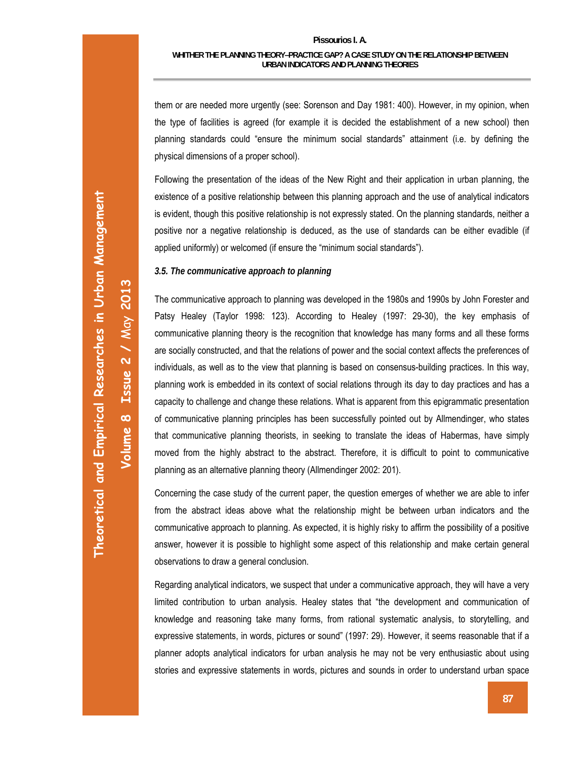them or are needed more urgently (see: Sorenson and Day 1981: 400). However, in my opinion, when the type of facilities is agreed (for example it is decided the establishment of a new school) then planning standards could "ensure the minimum social standards" attainment (i.e. by defining the physical dimensions of a proper school).

Following the presentation of the ideas of the New Right and their application in urban planning, the existence of a positive relationship between this planning approach and the use of analytical indicators is evident, though this positive relationship is not expressly stated. On the planning standards, neither a positive nor a negative relationship is deduced, as the use of standards can be either evadible (if applied uniformly) or welcomed (if ensure the "minimum social standards").

### *3.5. The communicative approach to planning*

The communicative approach to planning was developed in the 1980s and 1990s by John Forester and Patsy Healey (Taylor 1998: 123). According to Healey (1997: 29-30), the key emphasis of communicative planning theory is the recognition that knowledge has many forms and all these forms are socially constructed, and that the relations of power and the social context affects the preferences of individuals, as well as to the view that planning is based on consensus-building practices. In this way, planning work is embedded in its context of social relations through its day to day practices and has a capacity to challenge and change these relations. What is apparent from this epigrammatic presentation of communicative planning principles has been successfully pointed out by Allmendinger, who states that communicative planning theorists, in seeking to translate the ideas of Habermas, have simply moved from the highly abstract to the abstract. Therefore, it is difficult to point to communicative planning as an alternative planning theory (Allmendinger 2002: 201).

Concerning the case study of the current paper, the question emerges of whether we are able to infer from the abstract ideas above what the relationship might be between urban indicators and the communicative approach to planning. As expected, it is highly risky to affirm the possibility of a positive answer, however it is possible to highlight some aspect of this relationship and make certain general observations to draw a general conclusion.

Regarding analytical indicators, we suspect that under a communicative approach, they will have a very limited contribution to urban analysis. Healey states that "the development and communication of knowledge and reasoning take many forms, from rational systematic analysis, to storytelling, and expressive statements, in words, pictures or sound" (1997: 29). However, it seems reasonable that if a planner adopts analytical indicators for urban analysis he may not be very enthusiastic about using stories and expressive statements in words, pictures and sounds in order to understand urban space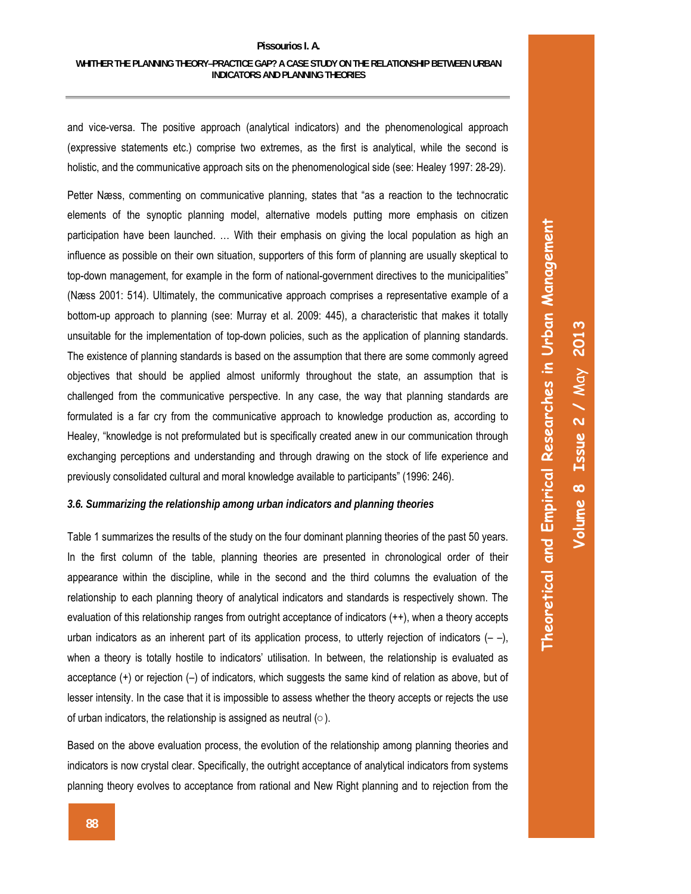and vice-versa. The positive approach (analytical indicators) and the phenomenological approach (expressive statements etc.) comprise two extremes, as the first is analytical, while the second is holistic, and the communicative approach sits on the phenomenological side (see: Healey 1997: 28-29).

Petter Næss, commenting on communicative planning, states that "as a reaction to the technocratic elements of the synoptic planning model, alternative models putting more emphasis on citizen participation have been launched. … With their emphasis on giving the local population as high an influence as possible on their own situation, supporters of this form of planning are usually skeptical to top-down management, for example in the form of national-government directives to the municipalities" (Næss 2001: 514). Ultimately, the communicative approach comprises a representative example of a bottom-up approach to planning (see: Murray et al. 2009: 445), a characteristic that makes it totally unsuitable for the implementation of top-down policies, such as the application of planning standards. The existence of planning standards is based on the assumption that there are some commonly agreed objectives that should be applied almost uniformly throughout the state, an assumption that is challenged from the communicative perspective. In any case, the way that planning standards are formulated is a far cry from the communicative approach to knowledge production as, according to Healey, "knowledge is not preformulated but is specifically created anew in our communication through exchanging perceptions and understanding and through drawing on the stock of life experience and previously consolidated cultural and moral knowledge available to participants" (1996: 246).

### *3.6. Summarizing the relationship among urban indicators and planning theories*

Table 1 summarizes the results of the study on the four dominant planning theories of the past 50 years. In the first column of the table, planning theories are presented in chronological order of their appearance within the discipline, while in the second and the third columns the evaluation of the relationship to each planning theory of analytical indicators and standards is respectively shown. The evaluation of this relationship ranges from outright acceptance of indicators (++), when a theory accepts urban indicators as an inherent part of its application process, to utterly rejection of indicators (– –), when a theory is totally hostile to indicators' utilisation. In between, the relationship is evaluated as acceptance (+) or rejection (–) of indicators, which suggests the same kind of relation as above, but of lesser intensity. In the case that it is impossible to assess whether the theory accepts or rejects the use of urban indicators, the relationship is assigned as neutral (○).

Based on the above evaluation process, the evolution of the relationship among planning theories and indicators is now crystal clear. Specifically, the outright acceptance of analytical indicators from systems planning theory evolves to acceptance from rational and New Right planning and to rejection from the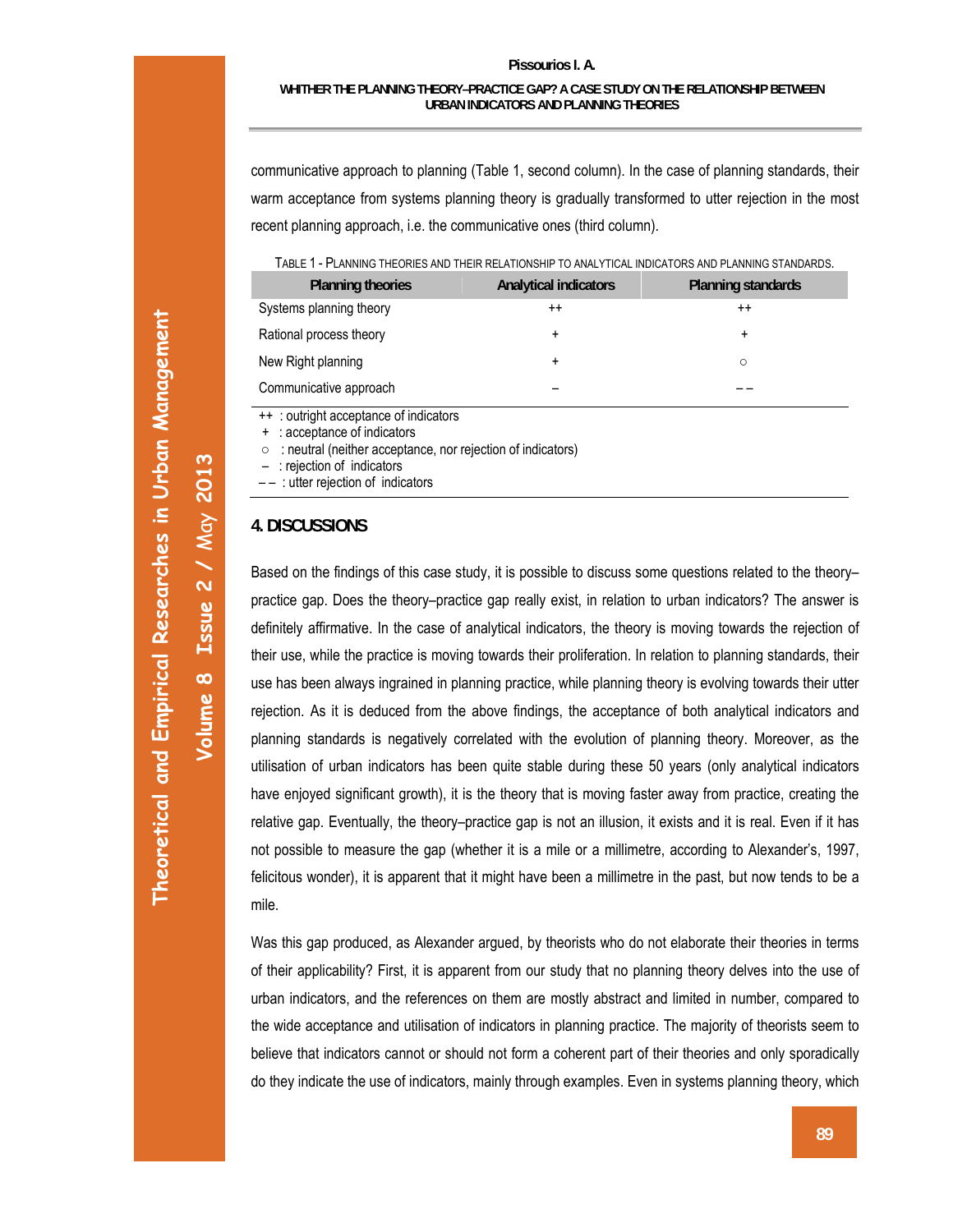communicative approach to planning (Table 1, second column). In the case of planning standards, their warm acceptance from systems planning theory is gradually transformed to utter rejection in the most recent planning approach, i.e. the communicative ones (third column).

TABLE 1 - PLANNING THEORIES AND THEIR RELATIONSHIP TO ANALYTICAL INDICATORS AND PLANNING STANDARDS.

| Planning theories | Analytical indicators | Planning standards |
| --- | --- | --- |
| Systems planning theory | ++ | ++ |
| Rational process theory | + | + |
| New Right planning | + | ○ |
| Communicative approach | – | – – |

++ : outright acceptance of indicators
+ : acceptance of indicators
○ : neutral (neither acceptance, nor rejection of indicators)
– : rejection of indicators
– – : utter rejection of indicators

## 4. DISCUSSIONS

Based on the findings of this case study, it is possible to discuss some questions related to the theory–practice gap. Does the theory–practice gap really exist, in relation to urban indicators? The answer is definitely affirmative. In the case of analytical indicators, the theory is moving towards the rejection of their use, while the practice is moving towards their proliferation. In relation to planning standards, their use has been always ingrained in planning practice, while planning theory is evolving towards their utter rejection. As it is deduced from the above findings, the acceptance of both analytical indicators and planning standards is negatively correlated with the evolution of planning theory. Moreover, as the utilisation of urban indicators has been quite stable during these 50 years (only analytical indicators have enjoyed significant growth), it is the theory that is moving faster away from practice, creating the relative gap. Eventually, the theory–practice gap is not an illusion, it exists and it is real. Even if it has not possible to measure the gap (whether it is a mile or a millimetre, according to Alexander's, 1997, felicitous wonder), it is apparent that it might have been a millimetre in the past, but now tends to be a mile.

Was this gap produced, as Alexander argued, by theorists who do not elaborate their theories in terms of their applicability? First, it is apparent from our study that no planning theory delves into the use of urban indicators, and the references on them are mostly abstract and limited in number, compared to the wide acceptance and utilisation of indicators in planning practice. The majority of theorists seem to believe that indicators cannot or should not form a coherent part of their theories and only sporadically do they indicate the use of indicators, mainly through examples. Even in systems planning theory, which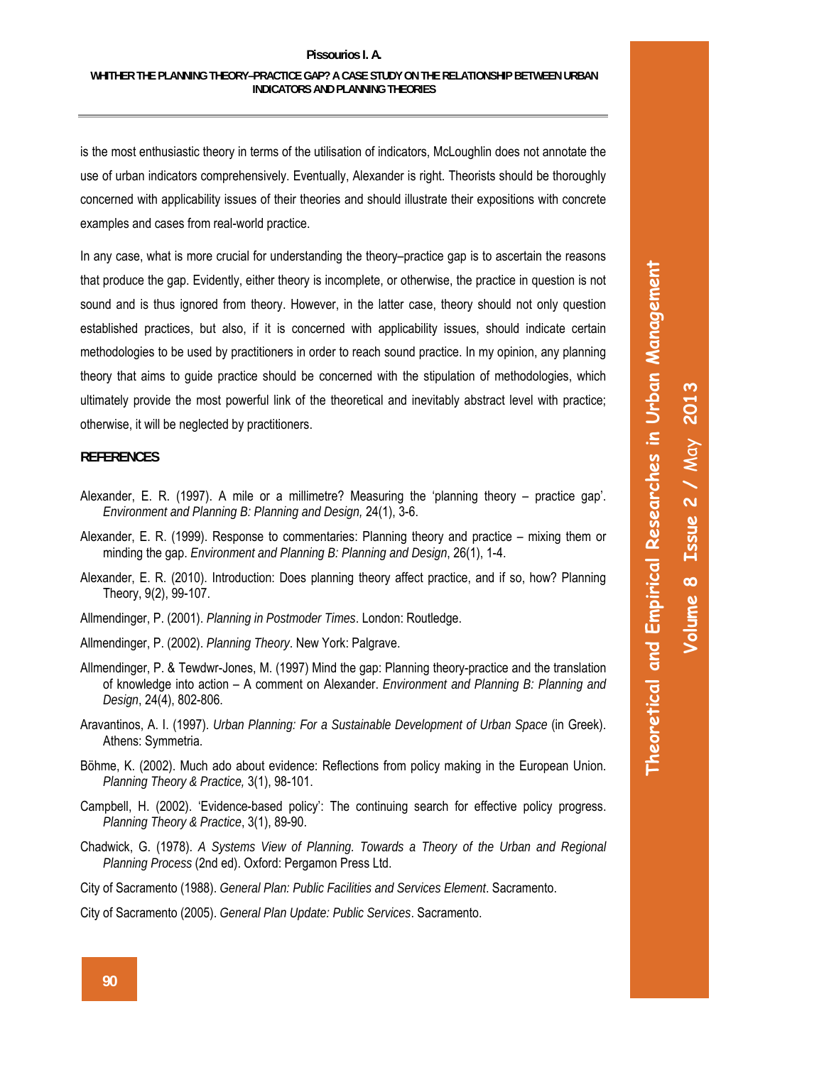is the most enthusiastic theory in terms of the utilisation of indicators, McLoughlin does not annotate the use of urban indicators comprehensively. Eventually, Alexander is right. Theorists should be thoroughly concerned with applicability issues of their theories and should illustrate their expositions with concrete examples and cases from real-world practice.

In any case, what is more crucial for understanding the theory–practice gap is to ascertain the reasons that produce the gap. Evidently, either theory is incomplete, or otherwise, the practice in question is not sound and is thus ignored from theory. However, in the latter case, theory should not only question established practices, but also, if it is concerned with applicability issues, should indicate certain methodologies to be used by practitioners in order to reach sound practice. In my opinion, any planning theory that aims to guide practice should be concerned with the stipulation of methodologies, which ultimately provide the most powerful link of the theoretical and inevitably abstract level with practice; otherwise, it will be neglected by practitioners.

## REFERENCES

Alexander, E. R. (1997). A mile or a millimetre? Measuring the 'planning theory – practice gap'. *Environment and Planning B: Planning and Design,* 24(1), 3-6.

Alexander, E. R. (1999). Response to commentaries: Planning theory and practice – mixing them or minding the gap. *Environment and Planning B: Planning and Design*, 26(1), 1-4.

Alexander, E. R. (2010). Introduction: Does planning theory affect practice, and if so, how? Planning Theory, 9(2), 99-107.

Allmendinger, P. (2001). *Planning in Postmoder Times*. London: Routledge.

Allmendinger, P. (2002). *Planning Theory*. New York: Palgrave.

Allmendinger, P. & Tewdwr-Jones, M. (1997) Mind the gap: Planning theory-practice and the translation of knowledge into action – A comment on Alexander. *Environment and Planning B: Planning and Design*, 24(4), 802-806.

Aravantinos, A. I. (1997). *Urban Planning: For a Sustainable Development of Urban Space* (in Greek). Athens: Symmetria.

Böhme, K. (2002). Much ado about evidence: Reflections from policy making in the European Union. *Planning Theory & Practice,* 3(1), 98-101.

Campbell, H. (2002). 'Evidence-based policy': The continuing search for effective policy progress. *Planning Theory & Practice*, 3(1), 89-90.

Chadwick, G. (1978). *A Systems View of Planning. Towards a Theory of the Urban and Regional Planning Process* (2nd ed). Oxford: Pergamon Press Ltd.

City of Sacramento (1988). *General Plan: Public Facilities and Services Element*. Sacramento.

City of Sacramento (2005). *General Plan Update: Public Services*. Sacramento.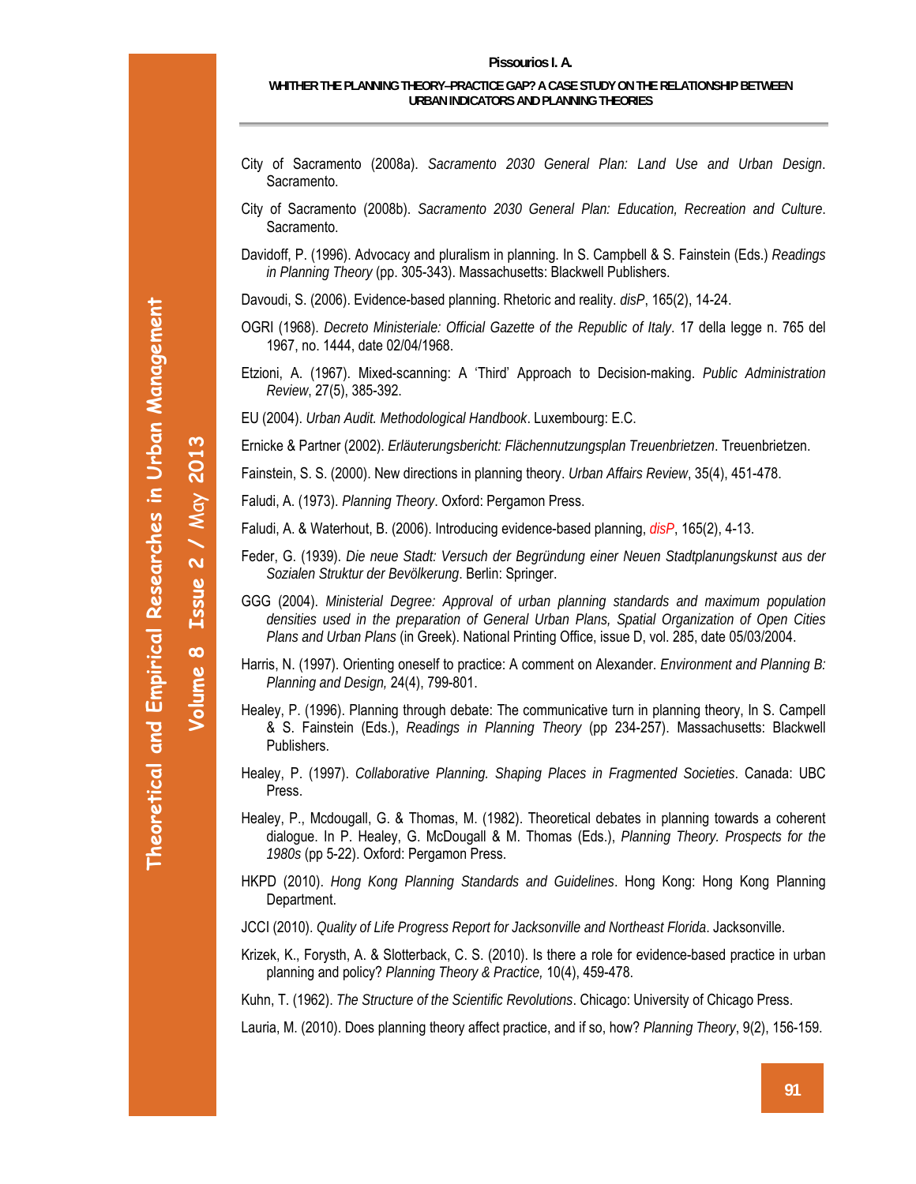City of Sacramento (2008a). *Sacramento 2030 General Plan: Land Use and Urban Design*. Sacramento.

City of Sacramento (2008b). *Sacramento 2030 General Plan: Education, Recreation and Culture*. Sacramento.

Davidoff, P. (1996). Advocacy and pluralism in planning. In S. Campbell & S. Fainstein (Eds.) *Readings in Planning Theory* (pp. 305-343). Massachusetts: Blackwell Publishers.

Davoudi, S. (2006). Evidence-based planning. Rhetoric and reality. *disP*, 165(2), 14-24.

OGRI (1968). *Decreto Ministeriale: Official Gazette of the Republic of Italy*. 17 della legge n. 765 del 1967, no. 1444, date 02/04/1968.

Etzioni, A. (1967). Mixed-scanning: A 'Third' Approach to Decision-making. *Public Administration Review*, 27(5), 385-392.

EU (2004). *Urban Audit. Methodological Handbook*. Luxembourg: E.C.

Ernicke & Partner (2002). *Erläuterungsbericht: Flächennutzungsplan Treuenbrietzen*. Treuenbrietzen.

Fainstein, S. S. (2000). New directions in planning theory. *Urban Affairs Review*, 35(4), 451-478.

Faludi, A. (1973). *Planning Theory*. Oxford: Pergamon Press.

Faludi, A. & Waterhout, B. (2006). Introducing evidence-based planning, *disP*, 165(2), 4-13.

Feder, G. (1939). *Die neue Stadt: Versuch der Begründung einer Neuen Stadtplanungskunst aus der Sozialen Struktur der Bevölkerung*. Berlin: Springer.

GGG (2004). *Ministerial Degree: Approval of urban planning standards and maximum population densities used in the preparation of General Urban Plans, Spatial Organization of Open Cities Plans and Urban Plans* (in Greek). National Printing Office, issue D, vol. 285, date 05/03/2004.

Harris, N. (1997). Orienting oneself to practice: A comment on Alexander. *Environment and Planning B: Planning and Design,* 24(4), 799-801.

Healey, P. (1996). Planning through debate: The communicative turn in planning theory, In S. Campell & S. Fainstein (Eds.), *Readings in Planning Theory* (pp 234-257). Massachusetts: Blackwell Publishers.

Healey, P. (1997). *Collaborative Planning. Shaping Places in Fragmented Societies*. Canada: UBC Press.

Healey, P., Mcdougall, G. & Thomas, M. (1982). Theoretical debates in planning towards a coherent dialogue. In P. Healey, G. McDougall & M. Thomas (Eds.), *Planning Theory. Prospects for the 1980s* (pp 5-22). Oxford: Pergamon Press.

HKPD (2010). *Hong Kong Planning Standards and Guidelines*. Hong Kong: Hong Kong Planning Department.

JCCI (2010). *Quality of Life Progress Report for Jacksonville and Northeast Florida*. Jacksonville.

Krizek, K., Forysth, A. & Slotterback, C. S. (2010). Is there a role for evidence-based practice in urban planning and policy? *Planning Theory & Practice,* 10(4), 459-478.

Kuhn, T. (1962). *The Structure of the Scientific Revolutions*. Chicago: University of Chicago Press.

Lauria, M. (2010). Does planning theory affect practice, and if so, how? *Planning Theory*, 9(2), 156-159.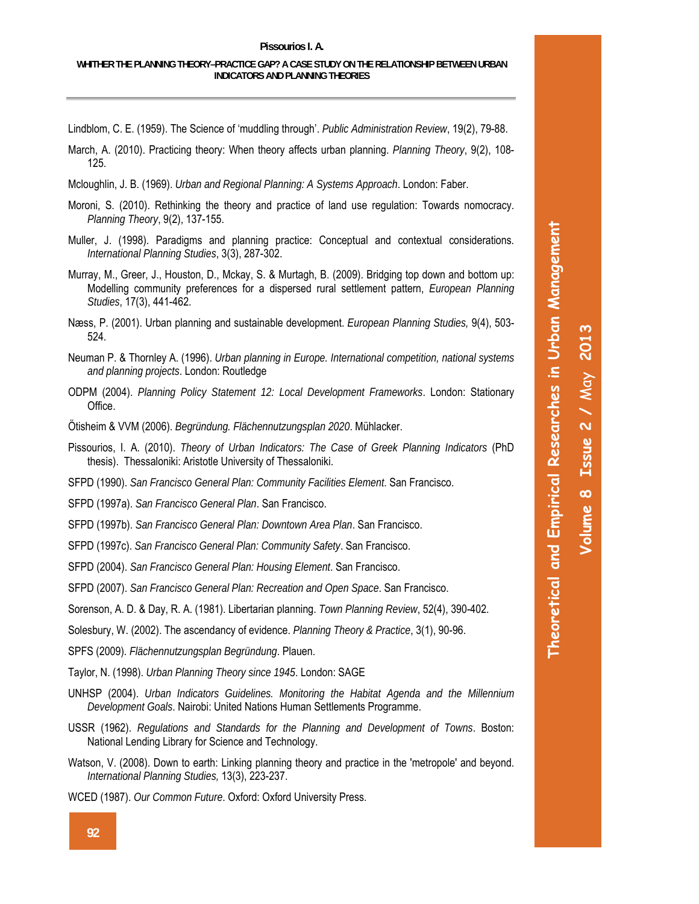Lindblom, C. E. (1959). The Science of 'muddling through'. *Public Administration Review*, 19(2), 79-88.

March, A. (2010). Practicing theory: When theory affects urban planning. *Planning Theory*, 9(2), 108-125.

Mcloughlin, J. B. (1969). *Urban and Regional Planning: A Systems Approach*. London: Faber.

Moroni, S. (2010). Rethinking the theory and practice of land use regulation: Towards nomocracy. *Planning Theory*, 9(2), 137-155.

Muller, J. (1998). Paradigms and planning practice: Conceptual and contextual considerations. *International Planning Studies*, 3(3), 287-302.

Murray, M., Greer, J., Houston, D., Mckay, S. & Murtagh, B. (2009). Bridging top down and bottom up: Modelling community preferences for a dispersed rural settlement pattern, *European Planning Studies*, 17(3), 441-462.

Næss, P. (2001). Urban planning and sustainable development. *European Planning Studies,* 9(4), 503-524.

Neuman P. & Thornley A. (1996). *Urban planning in Europe. International competition, national systems and planning projects*. London: Routledge

ODPM (2004). *Planning Policy Statement 12: Local Development Frameworks*. London: Stationary Office.

Ötisheim & VVM (2006). *Begründung. Flächennutzungsplan 2020*. Mühlacker.

Pissourios, I. A. (2010). *Theory of Urban Indicators: The Case of Greek Planning Indicators* (PhD thesis). Thessaloniki: Aristotle University of Thessaloniki.

SFPD (1990). *San Francisco General Plan: Community Facilities Element*. San Francisco.

SFPD (1997a). *San Francisco General Plan*. San Francisco.

SFPD (1997b). *San Francisco General Plan: Downtown Area Plan*. San Francisco.

SFPD (1997c). *San Francisco General Plan: Community Safety*. San Francisco.

SFPD (2004). *San Francisco General Plan: Housing Element*. San Francisco.

SFPD (2007). *San Francisco General Plan: Recreation and Open Space*. San Francisco.

Sorenson, A. D. & Day, R. A. (1981). Libertarian planning. *Town Planning Review*, 52(4), 390-402.

Solesbury, W. (2002). The ascendancy of evidence. *Planning Theory & Practice*, 3(1), 90-96.

SPFS (2009). *Flächennutzungsplan Begründung*. Plauen.

Taylor, N. (1998). *Urban Planning Theory since 1945*. London: SAGE

UNHSP (2004). *Urban Indicators Guidelines. Monitoring the Habitat Agenda and the Millennium Development Goals*. Nairobi: United Nations Human Settlements Programme.

USSR (1962). *Regulations and Standards for the Planning and Development of Towns*. Boston: National Lending Library for Science and Technology.

Watson, V. (2008). Down to earth: Linking planning theory and practice in the 'metropole' and beyond. *International Planning Studies,* 13(3), 223-237.

WCED (1987). *Our Common Future*. Oxford: Oxford University Press.